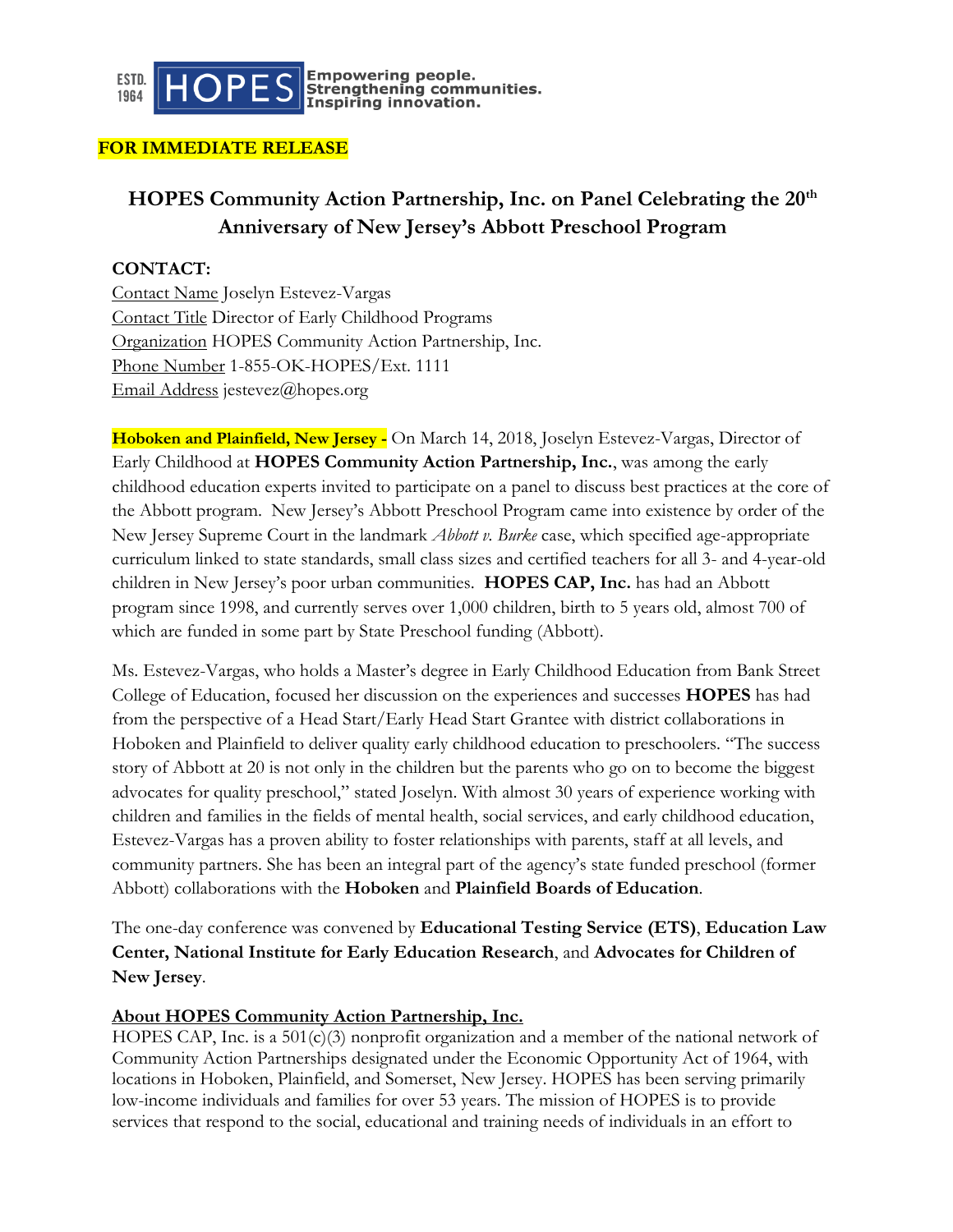ESTD. 1964 HOPES Empowering people. Strengthening communities. Inspiring innovation.

**FOR IMMEDIATE RELEASE**

# HOPES Community Action Partnership, Inc. on Panel Celebrating the 20th Anniversary of New Jersey's Abbott Preschool Program

**CONTACT:**

Contact Name Joselyn Estevez-Vargas
Contact Title Director of Early Childhood Programs
Organization HOPES Community Action Partnership, Inc.
Phone Number 1-855-OK-HOPES/Ext. 1111
Email Address jestevez@hopes.org

**Hoboken and Plainfield, New Jersey -** On March 14, 2018, Joselyn Estevez-Vargas, Director of Early Childhood at **HOPES Community Action Partnership, Inc.**, was among the early childhood education experts invited to participate on a panel to discuss best practices at the core of the Abbott program. New Jersey's Abbott Preschool Program came into existence by order of the New Jersey Supreme Court in the landmark *Abbott v. Burke* case, which specified age-appropriate curriculum linked to state standards, small class sizes and certified teachers for all 3- and 4-year-old children in New Jersey's poor urban communities. **HOPES CAP, Inc.** has had an Abbott program since 1998, and currently serves over 1,000 children, birth to 5 years old, almost 700 of which are funded in some part by State Preschool funding (Abbott).

Ms. Estevez-Vargas, who holds a Master's degree in Early Childhood Education from Bank Street College of Education, focused her discussion on the experiences and successes **HOPES** has had from the perspective of a Head Start/Early Head Start Grantee with district collaborations in Hoboken and Plainfield to deliver quality early childhood education to preschoolers. "The success story of Abbott at 20 is not only in the children but the parents who go on to become the biggest advocates for quality preschool," stated Joselyn. With almost 30 years of experience working with children and families in the fields of mental health, social services, and early childhood education, Estevez-Vargas has a proven ability to foster relationships with parents, staff at all levels, and community partners. She has been an integral part of the agency's state funded preschool (former Abbott) collaborations with the **Hoboken** and **Plainfield Boards of Education**.

The one-day conference was convened by **Educational Testing Service (ETS)**, **Education Law Center, National Institute for Early Education Research**, and **Advocates for Children of New Jersey**.

**About HOPES Community Action Partnership, Inc.**

HOPES CAP, Inc. is a 501(c)(3) nonprofit organization and a member of the national network of Community Action Partnerships designated under the Economic Opportunity Act of 1964, with locations in Hoboken, Plainfield, and Somerset, New Jersey. HOPES has been serving primarily low-income individuals and families for over 53 years. The mission of HOPES is to provide services that respond to the social, educational and training needs of individuals in an effort to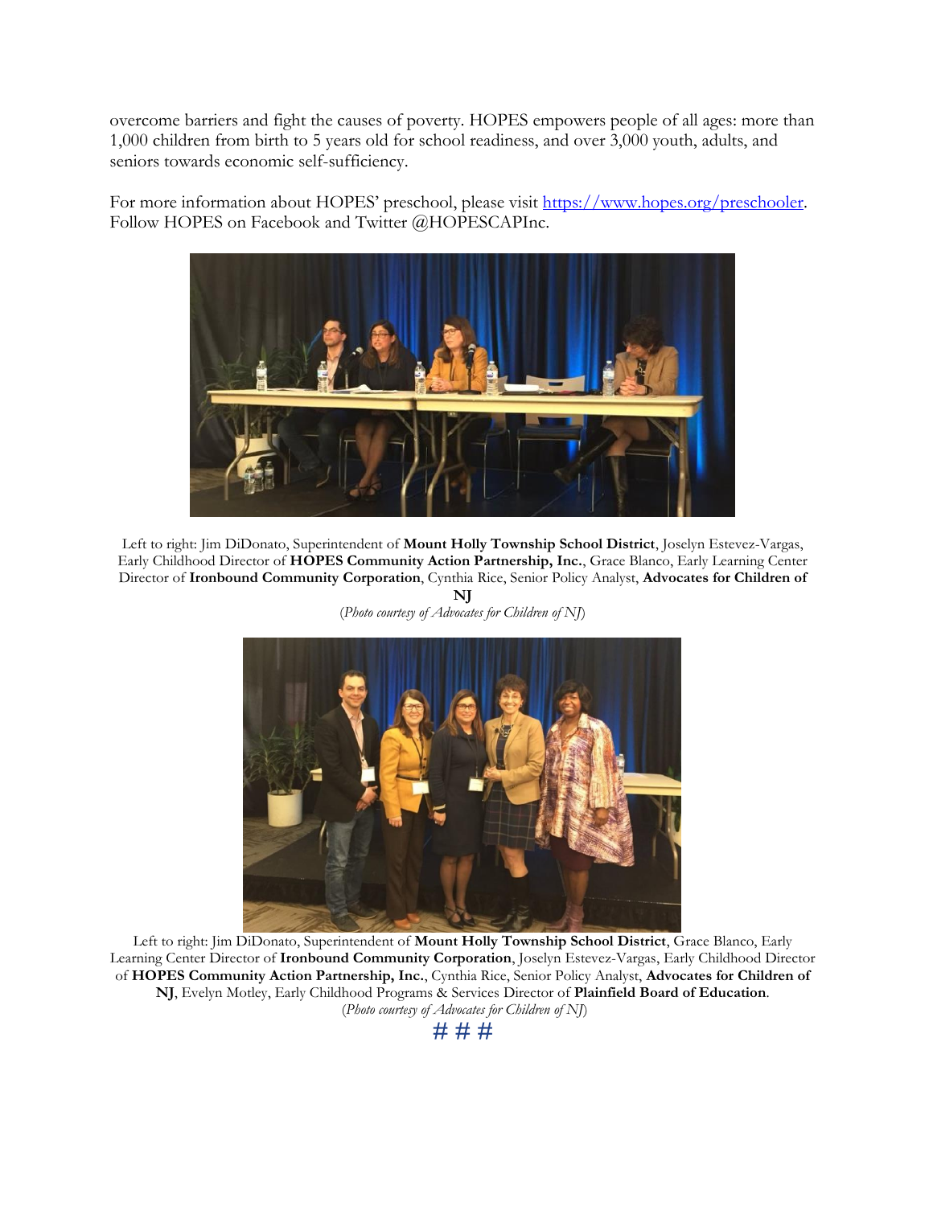overcome barriers and fight the causes of poverty. HOPES empowers people of all ages: more than 1,000 children from birth to 5 years old for school readiness, and over 3,000 youth, adults, and seniors towards economic self-sufficiency.

For more information about HOPES' preschool, please visit [https://www.hopes.org/preschooler](https://www.hopes.org/preschooler). Follow HOPES on Facebook and Twitter @HOPESCAPInc.

Left to right: Jim DiDonato, Superintendent of **Mount Holly Township School District**, Joselyn Estevez-Vargas, Early Childhood Director of **HOPES Community Action Partnership, Inc.**, Grace Blanco, Early Learning Center Director of **Ironbound Community Corporation**, Cynthia Rice, Senior Policy Analyst, **Advocates for Children of NJ**
(*Photo courtesy of Advocates for Children of NJ*)

Left to right: Jim DiDonato, Superintendent of **Mount Holly Township School District**, Grace Blanco, Early Learning Center Director of **Ironbound Community Corporation**, Joselyn Estevez-Vargas, Early Childhood Director of **HOPES Community Action Partnership, Inc.**, Cynthia Rice, Senior Policy Analyst, **Advocates for Children of NJ**, Evelyn Motley, Early Childhood Programs & Services Director of **Plainfield Board of Education**.
(*Photo courtesy of Advocates for Children of NJ*)

# # #